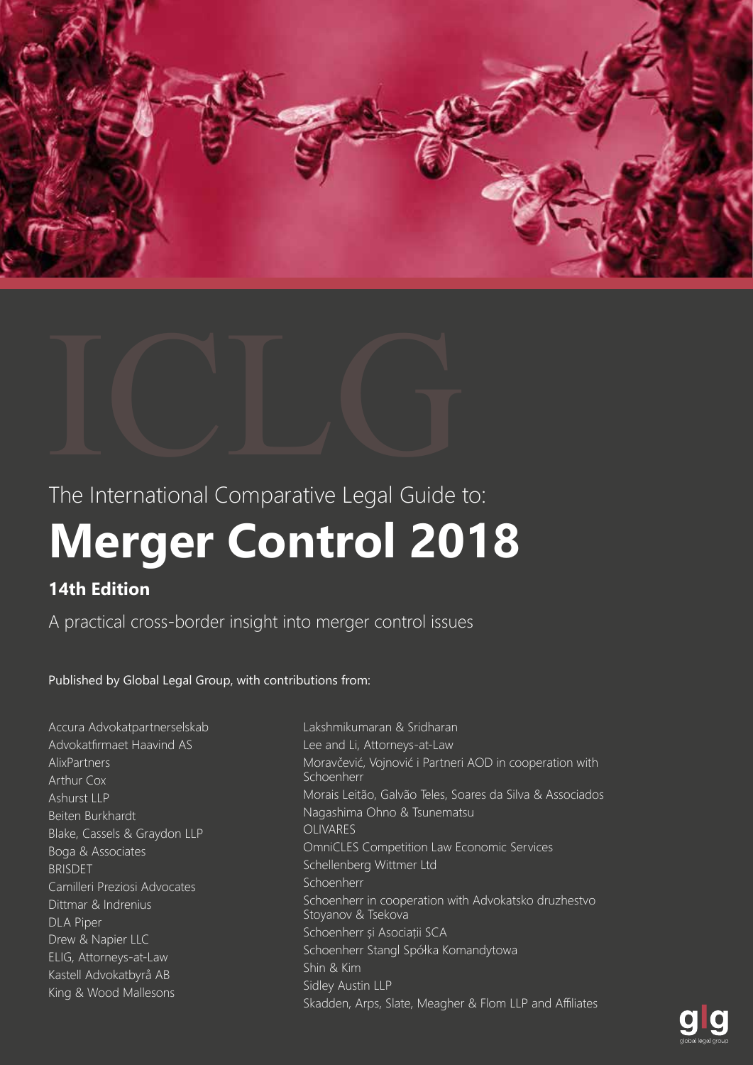ICLG

The International Comparative Legal Guide to:

# Merger Control 2018

## 14th Edition

A practical cross-border insight into merger control issues

Published by Global Legal Group, with contributions from:

Accura Advokatpartnerselskab
Advokatfirmaet Haavind AS
AlixPartners
Arthur Cox
Ashurst LLP
Beiten Burkhardt
Blake, Cassels & Graydon LLP
Boga & Associates
BRISDET
Camilleri Preziosi Advocates
Dittmar & Indrenius
DLA Piper
Drew & Napier LLC
ELIG, Attorneys-at-Law
Kastell Advokatbyrå AB
King & Wood Mallesons
Lakshmikumaran & Sridharan
Lee and Li, Attorneys-at-Law
Moravčević, Vojnović i Partneri AOD in cooperation with Schoenherr
Morais Leitão, Galvão Teles, Soares da Silva & Associados
Nagashima Ohno & Tsunematsu
OLIVARES
OmniCLES Competition Law Economic Services
Schellenberg Wittmer Ltd
Schoenherr
Schoenherr in cooperation with Advokatsko druzhestvo Stoyanov & Tsekova
Schoenherr și Asociații SCA
Schoenherr Stangl Spółka Komandytowa
Shin & Kim
Sidley Austin LLP
Skadden, Arps, Slate, Meagher & Flom LLP and Affiliates

glg
global legal group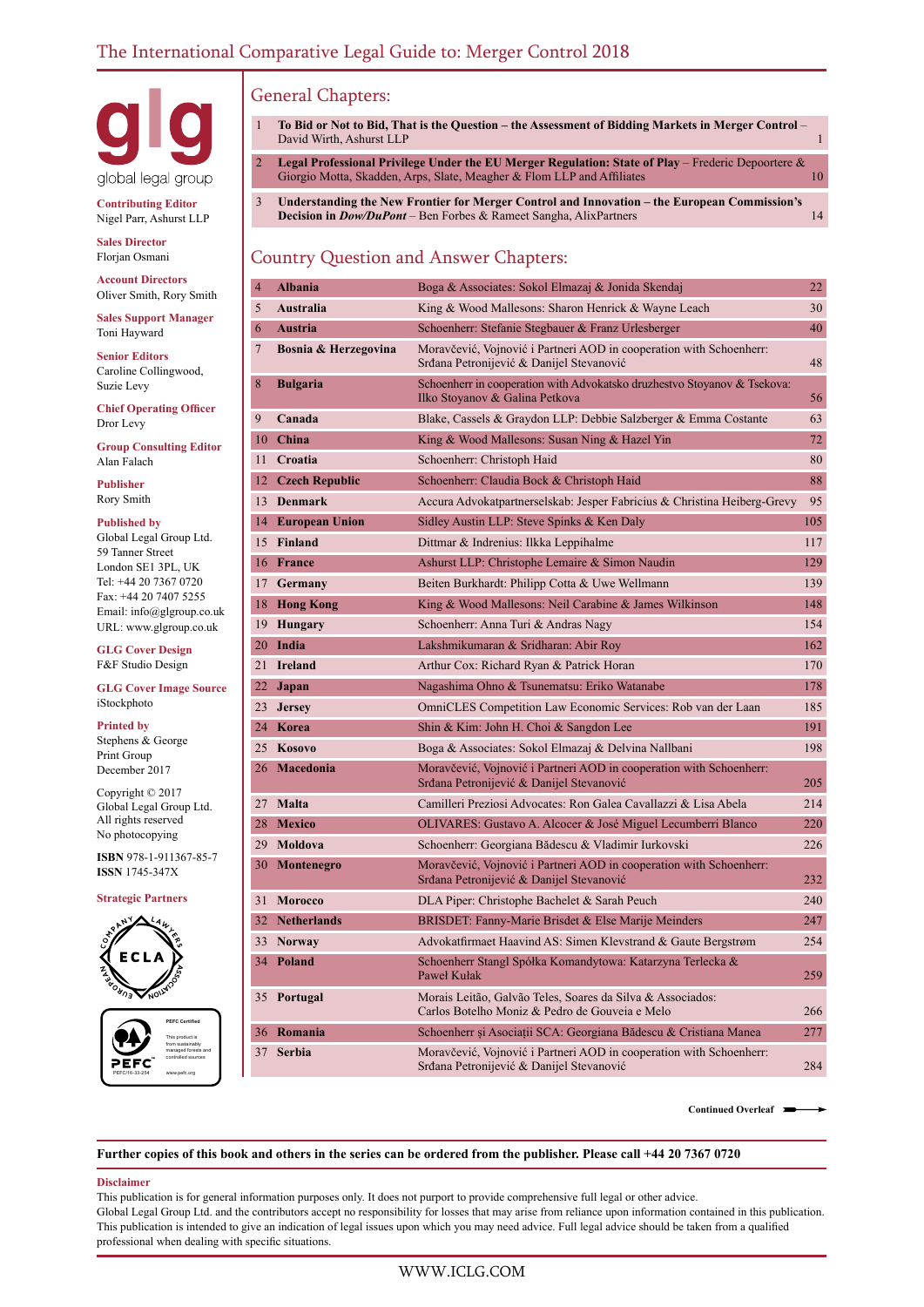# The International Comparative Legal Guide to: Merger Control 2018

glg
global legal group

**Contributing Editor**
Nigel Parr, Ashurst LLP

**Sales Director**
Florjan Osmani

**Account Directors**
Oliver Smith, Rory Smith

**Sales Support Manager**
Toni Hayward

**Senior Editors**
Caroline Collingwood, Suzie Levy

**Chief Operating Officer**
Dror Levy

**Group Consulting Editor**
Alan Falach

**Publisher**
Rory Smith

**Published by**
Global Legal Group Ltd.
59 Tanner Street
London SE1 3PL, UK
Tel: +44 20 7367 0720
Fax: +44 20 7407 5255
Email: info@glgroup.co.uk
URL: www.glgroup.co.uk

**GLG Cover Design**
F&F Studio Design

**GLG Cover Image Source**
iStockphoto

**Printed by**
Stephens & George
Print Group
December 2017

Copyright © 2017
Global Legal Group Ltd.
All rights reserved
No photocopying

**ISBN** 978-1-911367-85-7
**ISSN** 1745-347X

**Strategic Partners**

## General Chapters:

| | | |
|---|---|---|
| 1 | **To Bid or Not to Bid, That is the Question – the Assessment of Bidding Markets in Merger Control** – David Wirth, Ashurst LLP | 1 |
| 2 | **Legal Professional Privilege Under the EU Merger Regulation: State of Play** – Frederic Depoortere & Giorgio Motta, Skadden, Arps, Slate, Meagher & Flom LLP and Affiliates | 10 |
| 3 | **Understanding the New Frontier for Merger Control and Innovation – the European Commission's Decision in *Dow/DuPont*** – Ben Forbes & Rameet Sangha, AlixPartners | 14 |

## Country Question and Answer Chapters:

| | | | |
|---|---|---|---|
| 4 | **Albania** | Boga & Associates: Sokol Elmazaj & Jonida Skendaj | 22 |
| 5 | **Australia** | King & Wood Mallesons: Sharon Henrick & Wayne Leach | 30 |
| 6 | **Austria** | Schoenherr: Stefanie Stegbauer & Franz Urlesberger | 40 |
| 7 | **Bosnia & Herzegovina** | Moravčević, Vojnović i Partneri AOD in cooperation with Schoenherr: Srđana Petronijević & Danijel Stevanović | 48 |
| 8 | **Bulgaria** | Schoenherr in cooperation with Advokatsko druzhestvo Stoyanov & Tsekova: Ilko Stoyanov & Galina Petkova | 56 |
| 9 | **Canada** | Blake, Cassels & Graydon LLP: Debbie Salzberger & Emma Costante | 63 |
| 10 | **China** | King & Wood Mallesons: Susan Ning & Hazel Yin | 72 |
| 11 | **Croatia** | Schoenherr: Christoph Haid | 80 |
| 12 | **Czech Republic** | Schoenherr: Claudia Bock & Christoph Haid | 88 |
| 13 | **Denmark** | Accura Advokatpartnerselskab: Jesper Fabricius & Christina Heiberg-Grevy | 95 |
| 14 | **European Union** | Sidley Austin LLP: Steve Spinks & Ken Daly | 105 |
| 15 | **Finland** | Dittmar & Indrenius: Ilkka Leppihalme | 117 |
| 16 | **France** | Ashurst LLP: Christophe Lemaire & Simon Naudin | 129 |
| 17 | **Germany** | Beiten Burkhardt: Philipp Cotta & Uwe Wellmann | 139 |
| 18 | **Hong Kong** | King & Wood Mallesons: Neil Carabine & James Wilkinson | 148 |
| 19 | **Hungary** | Schoenherr: Anna Turi & Andras Nagy | 154 |
| 20 | **India** | Lakshmikumaran & Sridharan: Abir Roy | 162 |
| 21 | **Ireland** | Arthur Cox: Richard Ryan & Patrick Horan | 170 |
| 22 | **Japan** | Nagashima Ohno & Tsunematsu: Eriko Watanabe | 178 |
| 23 | **Jersey** | OmniCLES Competition Law Economic Services: Rob van der Laan | 185 |
| 24 | **Korea** | Shin & Kim: John H. Choi & Sangdon Lee | 191 |
| 25 | **Kosovo** | Boga & Associates: Sokol Elmazaj & Delvina Nallbani | 198 |
| 26 | **Macedonia** | Moravčević, Vojnović i Partneri AOD in cooperation with Schoenherr: Srđana Petronijević & Danijel Stevanović | 205 |
| 27 | **Malta** | Camilleri Preziosi Advocates: Ron Galea Cavallazzi & Lisa Abela | 214 |
| 28 | **Mexico** | OLIVARES: Gustavo A. Alcocer & José Miguel Lecumberri Blanco | 220 |
| 29 | **Moldova** | Schoenherr: Georgiana Bădescu & Vladimir Iurkovski | 226 |
| 30 | **Montenegro** | Moravčević, Vojnović i Partneri AOD in cooperation with Schoenherr: Srđana Petronijević & Danijel Stevanović | 232 |
| 31 | **Morocco** | DLA Piper: Christophe Bachelet & Sarah Peuch | 240 |
| 32 | **Netherlands** | BRISDET: Fanny-Marie Brisdet & Else Marije Meinders | 247 |
| 33 | **Norway** | Advokatfirmaet Haavind AS: Simen Klevstrand & Gaute Bergstrøm | 254 |
| 34 | **Poland** | Schoenherr Stangl Spółka Komandytowa: Katarzyna Terlecka & Paweł Kułak | 259 |
| 35 | **Portugal** | Morais Leitão, Galvão Teles, Soares da Silva & Associados: Carlos Botelho Moniz & Pedro de Gouveia e Melo | 266 |
| 36 | **Romania** | Schoenherr și Asociații SCA: Georgiana Bădescu & Cristiana Manea | 277 |
| 37 | **Serbia** | Moravčević, Vojnović i Partneri AOD in cooperation with Schoenherr: Srđana Petronijević & Danijel Stevanović | 284 |

**Continued Overleaf**

**Further copies of this book and others in the series can be ordered from the publisher. Please call +44 20 7367 0720**

**Disclaimer**
This publication is for general information purposes only. It does not purport to provide comprehensive full legal or other advice.
Global Legal Group Ltd. and the contributors accept no responsibility for losses that may arise from reliance upon information contained in this publication.
This publication is intended to give an indication of legal issues upon which you may need advice. Full legal advice should be taken from a qualified professional when dealing with specific situations.

WWW.ICLG.COM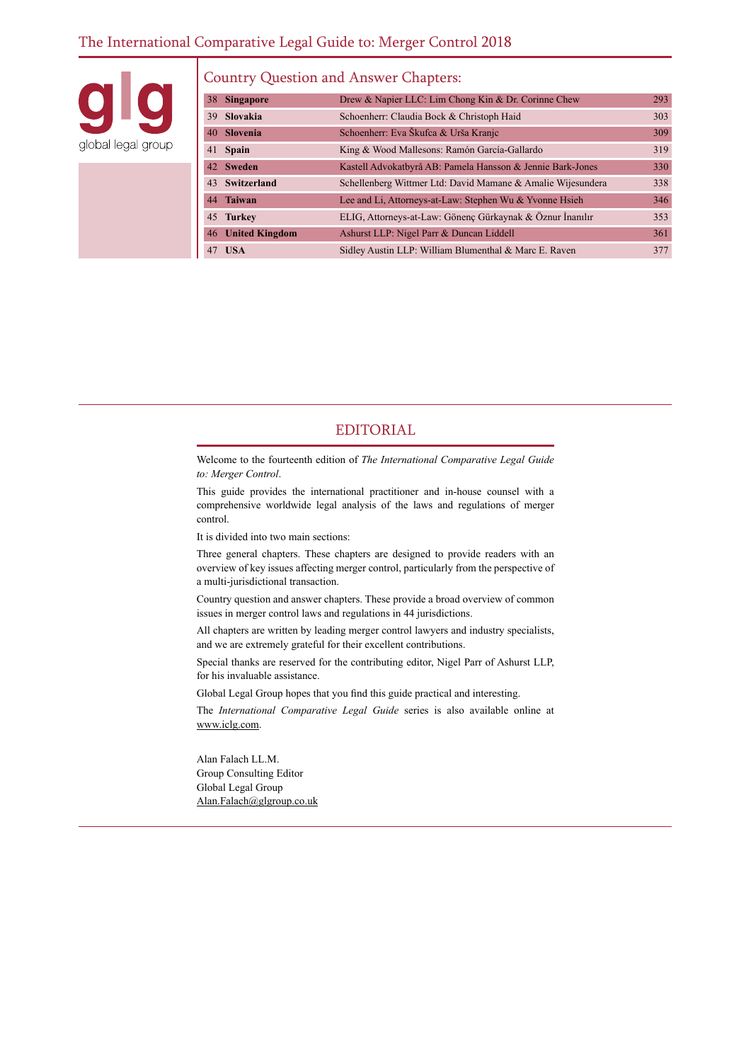global legal group

## Country Question and Answer Chapters:

| | | | |
|---|---|---|---|
| 38 | **Singapore** | Drew & Napier LLC: Lim Chong Kin & Dr. Corinne Chew | 293 |
| 39 | **Slovakia** | Schoenherr: Claudia Bock & Christoph Haid | 303 |
| 40 | **Slovenia** | Schoenherr: Eva Škufca & Urša Kranjc | 309 |
| 41 | **Spain** | King & Wood Mallesons: Ramón García-Gallardo | 319 |
| 42 | **Sweden** | Kastell Advokatbyrå AB: Pamela Hansson & Jennie Bark-Jones | 330 |
| 43 | **Switzerland** | Schellenberg Wittmer Ltd: David Mamane & Amalie Wijesundera | 338 |
| 44 | **Taiwan** | Lee and Li, Attorneys-at-Law: Stephen Wu & Yvonne Hsieh | 346 |
| 45 | **Turkey** | ELIG, Attorneys-at-Law: Gönenç Gürkaynak & Öznur İnanılır | 353 |
| 46 | **United Kingdom** | Ashurst LLP: Nigel Parr & Duncan Liddell | 361 |
| 47 | **USA** | Sidley Austin LLP: William Blumenthal & Marc E. Raven | 377 |

## EDITORIAL

Welcome to the fourteenth edition of *The International Comparative Legal Guide to: Merger Control*.

This guide provides the international practitioner and in-house counsel with a comprehensive worldwide legal analysis of the laws and regulations of merger control.

It is divided into two main sections:

Three general chapters. These chapters are designed to provide readers with an overview of key issues affecting merger control, particularly from the perspective of a multi-jurisdictional transaction.

Country question and answer chapters. These provide a broad overview of common issues in merger control laws and regulations in 44 jurisdictions.

All chapters are written by leading merger control lawyers and industry specialists, and we are extremely grateful for their excellent contributions.

Special thanks are reserved for the contributing editor, Nigel Parr of Ashurst LLP, for his invaluable assistance.

Global Legal Group hopes that you find this guide practical and interesting.

The *International Comparative Legal Guide* series is also available online at www.iclg.com.

Alan Falach LL.M.
Group Consulting Editor
Global Legal Group
Alan.Falach@glgroup.co.uk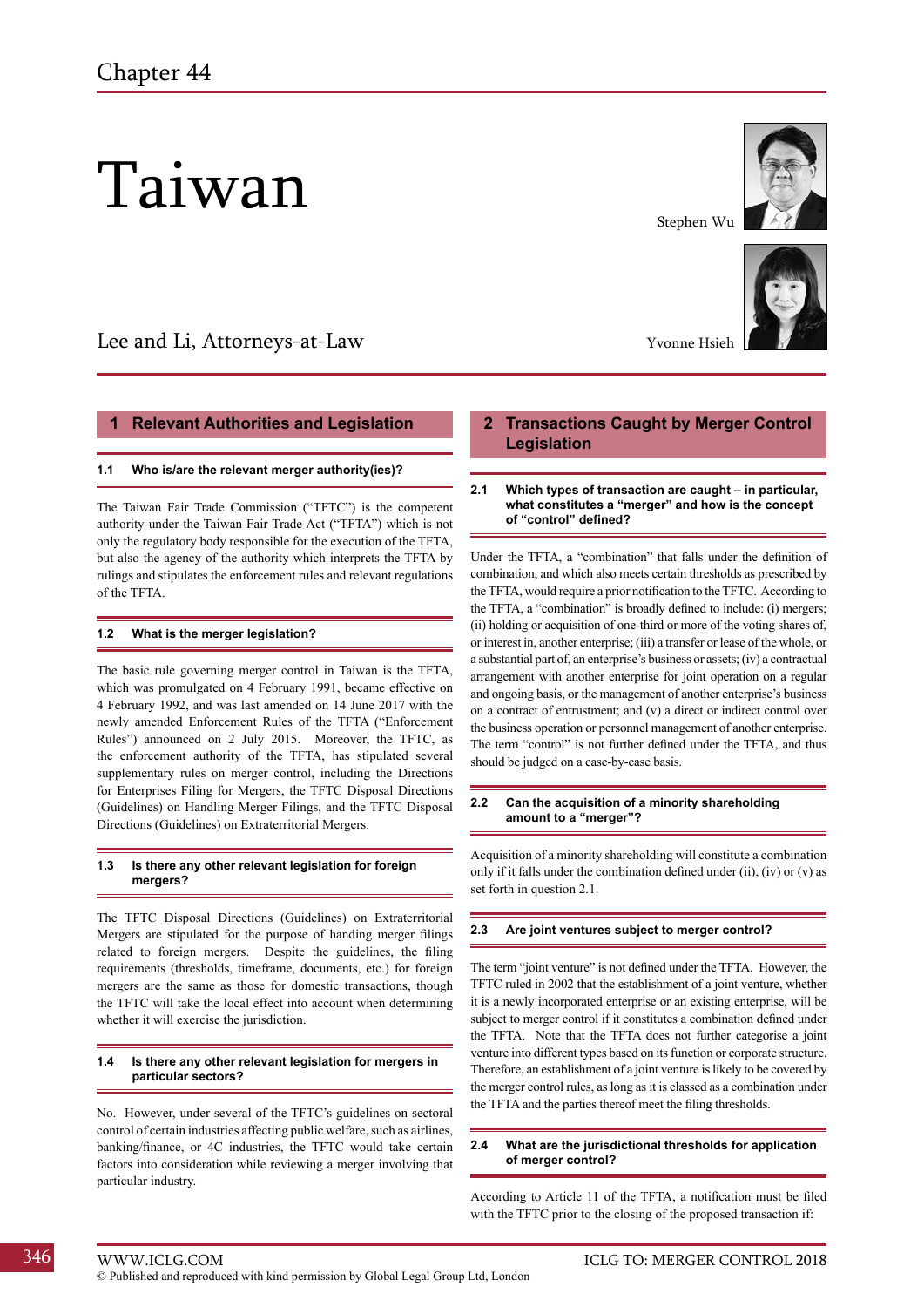# Chapter 44

# Taiwan

Stephen Wu

Yvonne Hsieh

Lee and Li, Attorneys-at-Law

## 1 Relevant Authorities and Legislation

### 1.1 Who is/are the relevant merger authority(ies)?

The Taiwan Fair Trade Commission ("TFTC") is the competent authority under the Taiwan Fair Trade Act ("TFTA") which is not only the regulatory body responsible for the execution of the TFTA, but also the agency of the authority which interprets the TFTA by rulings and stipulates the enforcement rules and relevant regulations of the TFTA.

### 1.2 What is the merger legislation?

The basic rule governing merger control in Taiwan is the TFTA, which was promulgated on 4 February 1991, became effective on 4 February 1992, and was last amended on 14 June 2017 with the newly amended Enforcement Rules of the TFTA ("Enforcement Rules") announced on 2 July 2015. Moreover, the TFTC, as the enforcement authority of the TFTA, has stipulated several supplementary rules on merger control, including the Directions for Enterprises Filing for Mergers, the TFTC Disposal Directions (Guidelines) on Handling Merger Filings, and the TFTC Disposal Directions (Guidelines) on Extraterritorial Mergers.

### 1.3 Is there any other relevant legislation for foreign mergers?

The TFTC Disposal Directions (Guidelines) on Extraterritorial Mergers are stipulated for the purpose of handling merger filings related to foreign mergers. Despite the guidelines, the filing requirements (thresholds, timeframe, documents, etc.) for foreign mergers are the same as those for domestic transactions, though the TFTC will take the local effect into account when determining whether it will exercise the jurisdiction.

### 1.4 Is there any other relevant legislation for mergers in particular sectors?

No. However, under several of the TFTC's guidelines on sectoral control of certain industries affecting public welfare, such as airlines, banking/finance, or 4C industries, the TFTC would take certain factors into consideration while reviewing a merger involving that particular industry.

## 2 Transactions Caught by Merger Control Legislation

### 2.1 Which types of transaction are caught – in particular, what constitutes a "merger" and how is the concept of "control" defined?

Under the TFTA, a "combination" that falls under the definition of combination, and which also meets certain thresholds as prescribed by the TFTA, would require a prior notification to the TFTC. According to the TFTA, a "combination" is broadly defined to include: (i) mergers; (ii) holding or acquisition of one-third or more of the voting shares of, or interest in, another enterprise; (iii) a transfer or lease of the whole, or a substantial part of, an enterprise's business or assets; (iv) a contractual arrangement with another enterprise for joint operation on a regular and ongoing basis, or the management of another enterprise's business on a contract of entrustment; and (v) a direct or indirect control over the business operation or personnel management of another enterprise. The term "control" is not further defined under the TFTA, and thus should be judged on a case-by-case basis.

### 2.2 Can the acquisition of a minority shareholding amount to a "merger"?

Acquisition of a minority shareholding will constitute a combination only if it falls under the combination defined under (ii), (iv) or (v) as set forth in question 2.1.

### 2.3 Are joint ventures subject to merger control?

The term "joint venture" is not defined under the TFTA. However, the TFTC ruled in 2002 that the establishment of a joint venture, whether it is a newly incorporated enterprise or an existing enterprise, will be subject to merger control if it constitutes a combination defined under the TFTA. Note that the TFTA does not further categorise a joint venture into different types based on its function or corporate structure. Therefore, an establishment of a joint venture is likely to be covered by the merger control rules, as long as it is classed as a combination under the TFTA and the parties thereof meet the filing thresholds.

### 2.4 What are the jurisdictional thresholds for application of merger control?

According to Article 11 of the TFTA, a notification must be filed with the TFTC prior to the closing of the proposed transaction if: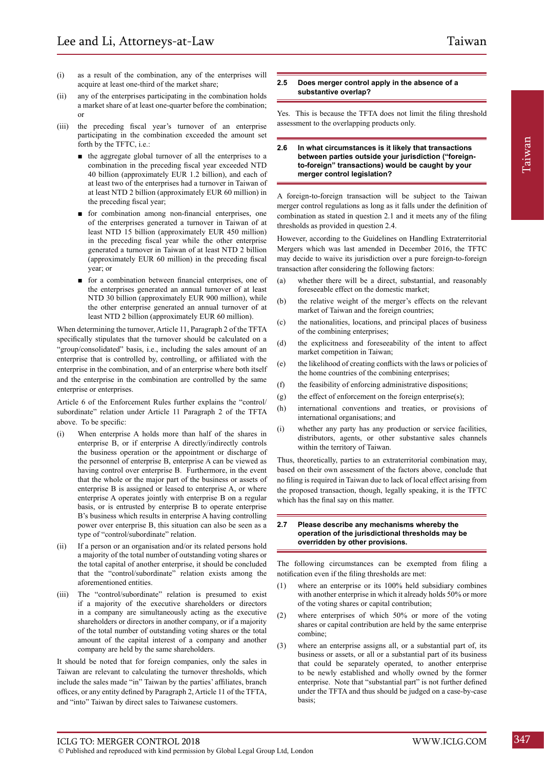(i) as a result of the combination, any of the enterprises will acquire at least one-third of the market share;

(ii) any of the enterprises participating in the combination holds a market share of at least one-quarter before the combination; or

(iii) the preceding fiscal year's turnover of an enterprise participating in the combination exceeded the amount set forth by the TFTC, i.e.:

- the aggregate global turnover of all the enterprises to a combination in the preceding fiscal year exceeded NTD 40 billion (approximately EUR 1.2 billion), and each of at least two of the enterprises had a turnover in Taiwan of at least NTD 2 billion (approximately EUR 60 million) in the preceding fiscal year;
- for combination among non-financial enterprises, one of the enterprises generated a turnover in Taiwan of at least NTD 15 billion (approximately EUR 450 million) in the preceding fiscal year while the other enterprise generated a turnover in Taiwan of at least NTD 2 billion (approximately EUR 60 million) in the preceding fiscal year; or
- for a combination between financial enterprises, one of the enterprises generated an annual turnover of at least NTD 30 billion (approximately EUR 900 million), while the other enterprise generated an annual turnover of at least NTD 2 billion (approximately EUR 60 million).

When determining the turnover, Article 11, Paragraph 2 of the TFTA specifically stipulates that the turnover should be calculated on a "group/consolidated" basis, i.e., including the sales amount of an enterprise that is controlled by, controlling, or affiliated with the enterprise in the combination, and of an enterprise where both itself and the enterprise in the combination are controlled by the same enterprise or enterprises.

Article 6 of the Enforcement Rules further explains the "control/subordinate" relation under Article 11 Paragraph 2 of the TFTA above. To be specific:

(i) When enterprise A holds more than half of the shares in enterprise B, or if enterprise A directly/indirectly controls the business operation or the appointment or discharge of the personnel of enterprise B, enterprise A can be viewed as having control over enterprise B. Furthermore, in the event that the whole or the major part of the business or assets of enterprise B is assigned or leased to enterprise A, or where enterprise A operates jointly with enterprise B on a regular basis, or is entrusted by enterprise B to operate enterprise B's business which results in enterprise A having controlling power over enterprise B, this situation can also be seen as a type of "control/subordinate" relation.

(ii) If a person or an organisation and/or its related persons hold a majority of the total number of outstanding voting shares or the total capital of another enterprise, it should be concluded that the "control/subordinate" relation exists among the aforementioned entities.

(iii) The "control/subordinate" relation is presumed to exist if a majority of the executive shareholders or directors in a company are simultaneously acting as the executive shareholders or directors in another company, or if a majority of the total number of outstanding voting shares or the total amount of the capital interest of a company and another company are held by the same shareholders.

It should be noted that for foreign companies, only the sales in Taiwan are relevant to calculating the turnover thresholds, which include the sales made "in" Taiwan by the parties' affiliates, branch offices, or any entity defined by Paragraph 2, Article 11 of the TFTA, and "into" Taiwan by direct sales to Taiwanese customers.

## 2.5 Does merger control apply in the absence of a substantive overlap?

Yes. This is because the TFTA does not limit the filing threshold assessment to the overlapping products only.

## 2.6 In what circumstances is it likely that transactions between parties outside your jurisdiction ("foreign-to-foreign" transactions) would be caught by your merger control legislation?

A foreign-to-foreign transaction will be subject to the Taiwan merger control regulations as long as it falls under the definition of combination as stated in question 2.1 and it meets any of the filing thresholds as provided in question 2.4.

However, according to the Guidelines on Handling Extraterritorial Mergers which was last amended in December 2016, the TFTC may decide to waive its jurisdiction over a pure foreign-to-foreign transaction after considering the following factors:

(a) whether there will be a direct, substantial, and reasonably foreseeable effect on the domestic market;

(b) the relative weight of the merger's effects on the relevant market of Taiwan and the foreign countries;

(c) the nationalities, locations, and principal places of business of the combining enterprises;

(d) the explicitness and foreseeability of the intent to affect market competition in Taiwan;

(e) the likelihood of creating conflicts with the laws or policies of the home countries of the combining enterprises;

(f) the feasibility of enforcing administrative dispositions;

(g) the effect of enforcement on the foreign enterprise(s);

(h) international conventions and treaties, or provisions of international organisations; and

(i) whether any party has any production or service facilities, distributors, agents, or other substantive sales channels within the territory of Taiwan.

Thus, theoretically, parties to an extraterritorial combination may, based on their own assessment of the factors above, conclude that no filing is required in Taiwan due to lack of local effect arising from the proposed transaction, though, legally speaking, it is the TFTC which has the final say on this matter.

## 2.7 Please describe any mechanisms whereby the operation of the jurisdictional thresholds may be overridden by other provisions.

The following circumstances can be exempted from filing a notification even if the filing thresholds are met:

(1) where an enterprise or its 100% held subsidiary combines with another enterprise in which it already holds 50% or more of the voting shares or capital contribution;

(2) where enterprises of which 50% or more of the voting shares or capital contribution are held by the same enterprise combine;

(3) where an enterprise assigns all, or a substantial part of, its business or assets, or all or a substantial part of its business that could be separately operated, to another enterprise to be newly established and wholly owned by the former enterprise. Note that "substantial part" is not further defined under the TFTA and thus should be judged on a case-by-case basis;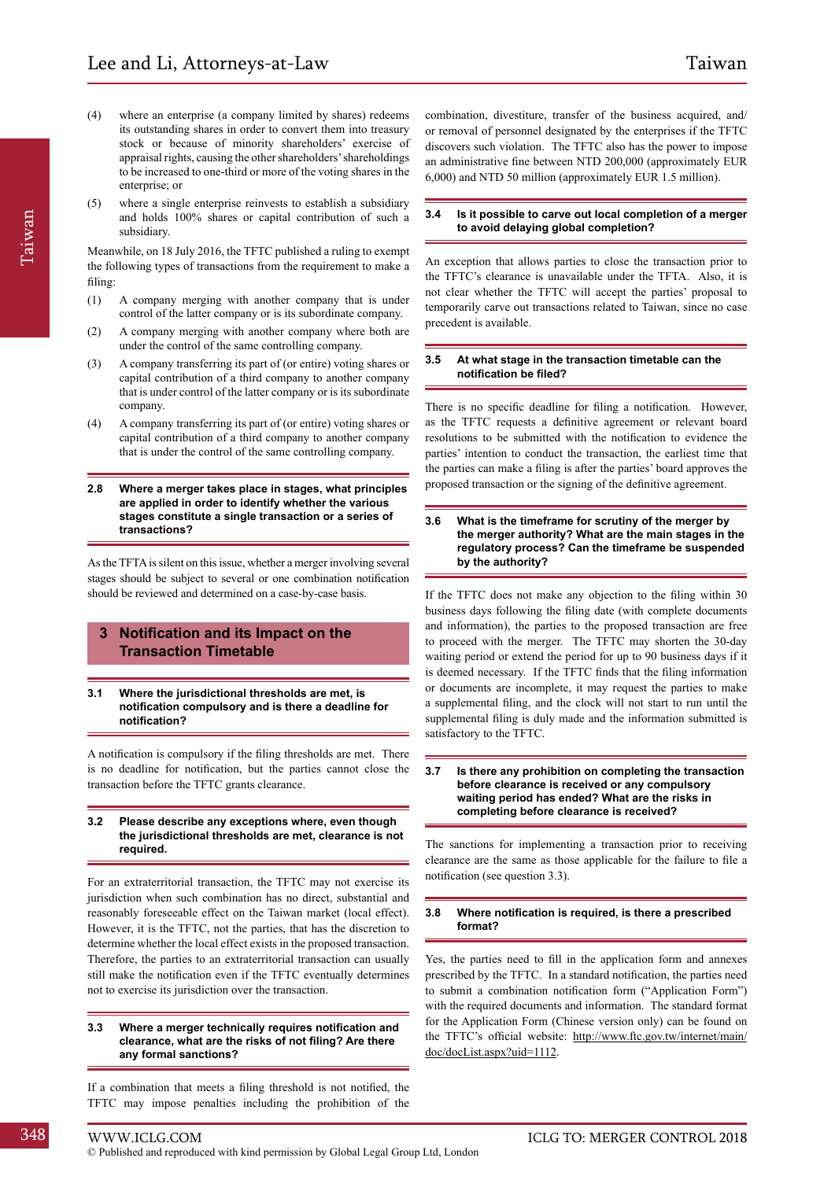(4) where an enterprise (a company limited by shares) redeems its outstanding shares in order to convert them into treasury stock or because of minority shareholders' exercise of appraisal rights, causing the other shareholders' shareholdings to be increased to one-third or more of the voting shares in the enterprise; or

(5) where a single enterprise reinvests to establish a subsidiary and holds 100% shares or capital contribution of such a subsidiary.

Meanwhile, on 18 July 2016, the TFTC published a ruling to exempt the following types of transactions from the requirement to make a filing:

(1) A company merging with another company that is under control of the latter company or is its subordinate company.

(2) A company merging with another company where both are under the control of the same controlling company.

(3) A company transferring its part of (or entire) voting shares or capital contribution of a third company to another company that is under control of the latter company or is its subordinate company.

(4) A company transferring its part of (or entire) voting shares or capital contribution of a third company to another company that is under the control of the same controlling company.

### 2.8 Where a merger takes place in stages, what principles are applied in order to identify whether the various stages constitute a single transaction or a series of transactions?

As the TFTA is silent on this issue, whether a merger involving several stages should be subject to several or one combination notification should be reviewed and determined on a case-by-case basis.

## 3 Notification and its Impact on the Transaction Timetable

### 3.1 Where the jurisdictional thresholds are met, is notification compulsory and is there a deadline for notification?

A notification is compulsory if the filing thresholds are met. There is no deadline for notification, but the parties cannot close the transaction before the TFTC grants clearance.

### 3.2 Please describe any exceptions where, even though the jurisdictional thresholds are met, clearance is not required.

For an extraterritorial transaction, the TFTC may not exercise its jurisdiction when such combination has no direct, substantial and reasonably foreseeable effect on the Taiwan market (local effect). However, it is the TFTC, not the parties, that has the discretion to determine whether the local effect exists in the proposed transaction. Therefore, the parties to an extraterritorial transaction can usually still make the notification even if the TFTC eventually determines not to exercise its jurisdiction over the transaction.

### 3.3 Where a merger technically requires notification and clearance, what are the risks of not filing? Are there any formal sanctions?

If a combination that meets a filing threshold is not notified, the TFTC may impose penalties including the prohibition of the combination, divestiture, transfer of the business acquired, and/or removal of personnel designated by the enterprises if the TFTC discovers such violation. The TFTC also has the power to impose an administrative fine between NTD 200,000 (approximately EUR 6,000) and NTD 50 million (approximately EUR 1.5 million).

### 3.4 Is it possible to carve out local completion of a merger to avoid delaying global completion?

An exception that allows parties to close the transaction prior to the TFTC's clearance is unavailable under the TFTA. Also, it is not clear whether the TFTC will accept the parties' proposal to temporarily carve out transactions related to Taiwan, since no case precedent is available.

### 3.5 At what stage in the transaction timetable can the notification be filed?

There is no specific deadline for filing a notification. However, as the TFTC requests a definitive agreement or relevant board resolutions to be submitted with the notification to evidence the parties' intention to conduct the transaction, the earliest time that the parties can make a filing is after the parties' board approves the proposed transaction or the signing of the definitive agreement.

### 3.6 What is the timeframe for scrutiny of the merger by the merger authority? What are the main stages in the regulatory process? Can the timeframe be suspended by the authority?

If the TFTC does not make any objection to the filing within 30 business days following the filing date (with complete documents and information), the parties to the proposed transaction are free to proceed with the merger. The TFTC may shorten the 30-day waiting period or extend the period for up to 90 business days if it is deemed necessary. If the TFTC finds that the filing information or documents are incomplete, it may request the parties to make a supplemental filing, and the clock will not start to run until the supplemental filing is duly made and the information submitted is satisfactory to the TFTC.

### 3.7 Is there any prohibition on completing the transaction before clearance is received or any compulsory waiting period has ended? What are the risks in completing before clearance is received?

The sanctions for implementing a transaction prior to receiving clearance are the same as those applicable for the failure to file a notification (see question 3.3).

### 3.8 Where notification is required, is there a prescribed format?

Yes, the parties need to fill in the application form and annexes prescribed by the TFTC. In a standard notification, the parties need to submit a combination notification form ("Application Form") with the required documents and information. The standard format for the Application Form (Chinese version only) can be found on the TFTC's official website: http://www.ftc.gov.tw/internet/main/doc/docList.aspx?uid=1112.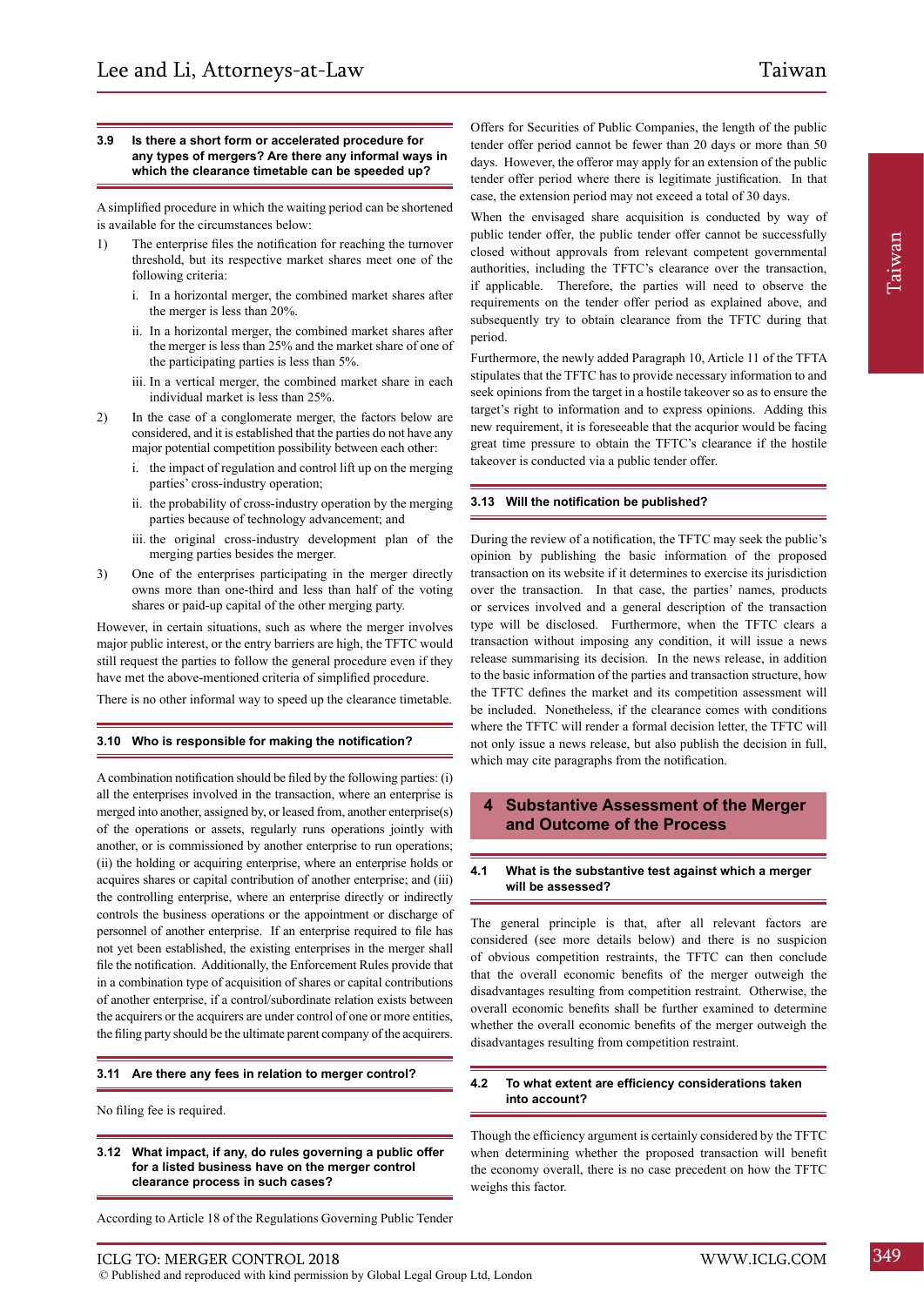### 3.9 Is there a short form or accelerated procedure for any types of mergers? Are there any informal ways in which the clearance timetable can be speeded up?

A simplified procedure in which the waiting period can be shortened is available for the circumstances below:

1) The enterprise files the notification for reaching the turnover threshold, but its respective market shares meet one of the following criteria:
   i. In a horizontal merger, the combined market shares after the merger is less than 20%.
   ii. In a horizontal merger, the combined market shares after the merger is less than 25% and the market share of one of the participating parties is less than 5%.
   iii. In a vertical merger, the combined market share in each individual market is less than 25%.
2) In the case of a conglomerate merger, the factors below are considered, and it is established that the parties do not have any major potential competition possibility between each other:
   i. the impact of regulation and control lift up on the merging parties' cross-industry operation;
   ii. the probability of cross-industry operation by the merging parties because of technology advancement; and
   iii. the original cross-industry development plan of the merging parties besides the merger.
3) One of the enterprises participating in the merger directly owns more than one-third and less than half of the voting shares or paid-up capital of the other merging party.

However, in certain situations, such as where the merger involves major public interest, or the entry barriers are high, the TFTC would still request the parties to follow the general procedure even if they have met the above-mentioned criteria of simplified procedure.

There is no other informal way to speed up the clearance timetable.

### 3.10 Who is responsible for making the notification?

A combination notification should be filed by the following parties: (i) all the enterprises involved in the transaction, where an enterprise is merged into another, assigned by, or leased from, another enterprise(s) of the operations or assets, regularly runs operations jointly with another, or is commissioned by another enterprise to run operations; (ii) the holding or acquiring enterprise, where an enterprise holds or acquires shares or capital contribution of another enterprise; and (iii) the controlling enterprise, where an enterprise directly or indirectly controls the business operations or the appointment or discharge of personnel of another enterprise. If an enterprise required to file has not yet been established, the existing enterprises in the merger shall file the notification. Additionally, the Enforcement Rules provide that in a combination type of acquisition of shares or capital contributions of another enterprise, if a control/subordinate relation exists between the acquirers or the acquirers are under control of one or more entities, the filing party should be the ultimate parent company of the acquirers.

### 3.11 Are there any fees in relation to merger control?

No filing fee is required.

### 3.12 What impact, if any, do rules governing a public offer for a listed business have on the merger control clearance process in such cases?

According to Article 18 of the Regulations Governing Public Tender Offers for Securities of Public Companies, the length of the public tender offer period cannot be fewer than 20 days or more than 50 days. However, the offeror may apply for an extension of the public tender offer period where there is legitimate justification. In that case, the extension period may not exceed a total of 30 days.

When the envisaged share acquisition is conducted by way of public tender offer, the public tender offer cannot be successfully closed without approvals from relevant competent governmental authorities, including the TFTC's clearance over the transaction, if applicable. Therefore, the parties will need to observe the requirements on the tender offer period as explained above, and subsequently try to obtain clearance from the TFTC during that period.

Furthermore, the newly added Paragraph 10, Article 11 of the TFTA stipulates that the TFTC has to provide necessary information to and seek opinions from the target in a hostile takeover so as to ensure the target's right to information and to express opinions. Adding this new requirement, it is foreseeable that the acqurior would be facing great time pressure to obtain the TFTC's clearance if the hostile takeover is conducted via a public tender offer.

### 3.13 Will the notification be published?

During the review of a notification, the TFTC may seek the public's opinion by publishing the basic information of the proposed transaction on its website if it determines to exercise its jurisdiction over the transaction. In that case, the parties' names, products or services involved and a general description of the transaction type will be disclosed. Furthermore, when the TFTC clears a transaction without imposing any condition, it will issue a news release summarising its decision. In the news release, in addition to the basic information of the parties and transaction structure, how the TFTC defines the market and its competition assessment will be included. Nonetheless, if the clearance comes with conditions where the TFTC will render a formal decision letter, the TFTC will not only issue a news release, but also publish the decision in full, which may cite paragraphs from the notification.

## 4 Substantive Assessment of the Merger and Outcome of the Process

### 4.1 What is the substantive test against which a merger will be assessed?

The general principle is that, after all relevant factors are considered (see more details below) and there is no suspicion of obvious competition restraints, the TFTC can then conclude that the overall economic benefits of the merger outweigh the disadvantages resulting from competition restraint. Otherwise, the overall economic benefits shall be further examined to determine whether the overall economic benefits of the merger outweigh the disadvantages resulting from competition restraint.

### 4.2 To what extent are efficiency considerations taken into account?

Though the efficiency argument is certainly considered by the TFTC when determining whether the proposed transaction will benefit the economy overall, there is no case precedent on how the TFTC weighs this factor.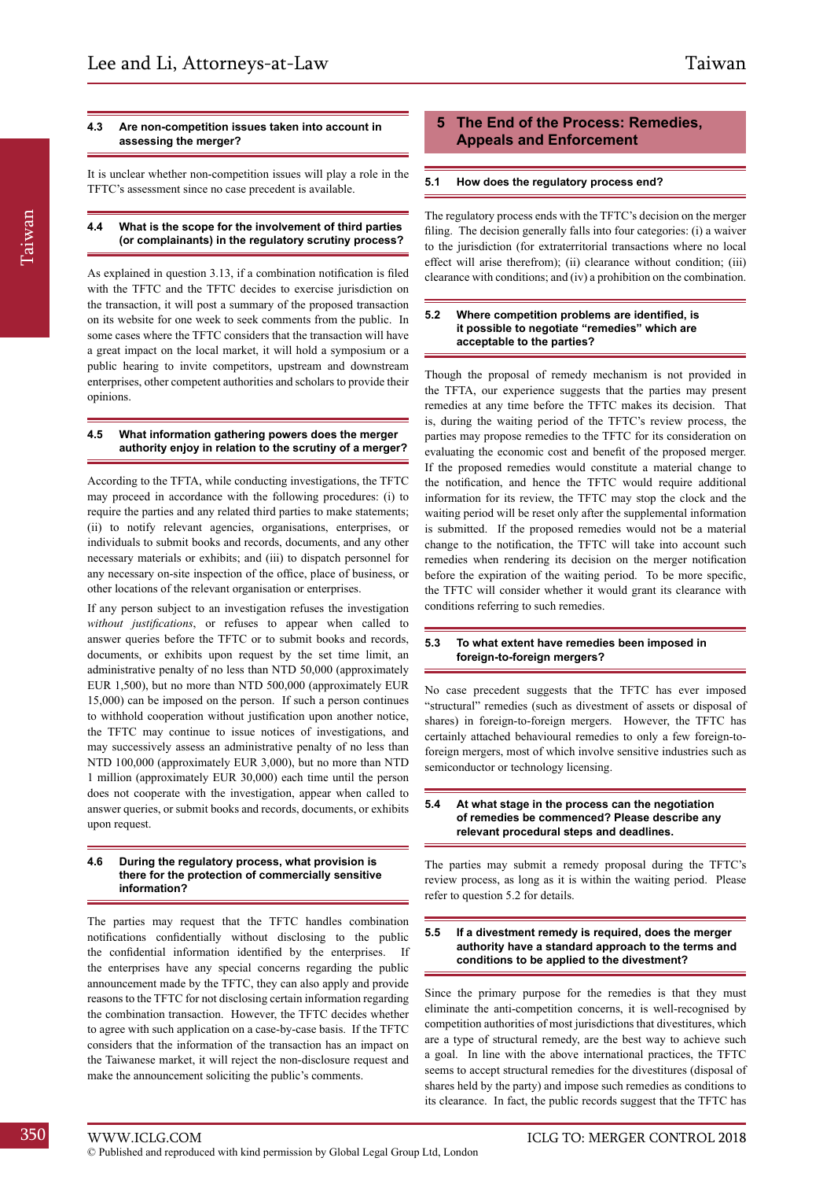### 4.3 Are non-competition issues taken into account in assessing the merger?

It is unclear whether non-competition issues will play a role in the TFTC's assessment since no case precedent is available.

### 4.4 What is the scope for the involvement of third parties (or complainants) in the regulatory scrutiny process?

As explained in question 3.13, if a combination notification is filed with the TFTC and the TFTC decides to exercise jurisdiction on the transaction, it will post a summary of the proposed transaction on its website for one week to seek comments from the public. In some cases where the TFTC considers that the transaction will have a great impact on the local market, it will hold a symposium or a public hearing to invite competitors, upstream and downstream enterprises, other competent authorities and scholars to provide their opinions.

### 4.5 What information gathering powers does the merger authority enjoy in relation to the scrutiny of a merger?

According to the TFTA, while conducting investigations, the TFTC may proceed in accordance with the following procedures: (i) to require the parties and any related third parties to make statements; (ii) to notify relevant agencies, organisations, enterprises, or individuals to submit books and records, documents, and any other necessary materials or exhibits; and (iii) to dispatch personnel for any necessary on-site inspection of the office, place of business, or other locations of the relevant organisation or enterprises.

If any person subject to an investigation refuses the investigation *without justifications*, or refuses to appear when called to answer queries before the TFTC or to submit books and records, documents, or exhibits upon request by the set time limit, an administrative penalty of no less than NTD 50,000 (approximately EUR 1,500), but no more than NTD 500,000 (approximately EUR 15,000) can be imposed on the person. If such a person continues to withhold cooperation without justification upon another notice, the TFTC may continue to issue notices of investigations, and may successively assess an administrative penalty of no less than NTD 100,000 (approximately EUR 3,000), but no more than NTD 1 million (approximately EUR 30,000) each time until the person does not cooperate with the investigation, appear when called to answer queries, or submit books and records, documents, or exhibits upon request.

### 4.6 During the regulatory process, what provision is there for the protection of commercially sensitive information?

The parties may request that the TFTC handles combination notifications confidentially without disclosing to the public the confidential information identified by the enterprises. If the enterprises have any special concerns regarding the public announcement made by the TFTC, they can also apply and provide reasons to the TFTC for not disclosing certain information regarding the combination transaction. However, the TFTC decides whether to agree with such application on a case-by-case basis. If the TFTC considers that the information of the transaction has an impact on the Taiwanese market, it will reject the non-disclosure request and make the announcement soliciting the public's comments.

## 5 The End of the Process: Remedies, Appeals and Enforcement

### 5.1 How does the regulatory process end?

The regulatory process ends with the TFTC's decision on the merger filing. The decision generally falls into four categories: (i) a waiver to the jurisdiction (for extraterritorial transactions where no local effect will arise therefrom); (ii) clearance without condition; (iii) clearance with conditions; and (iv) a prohibition on the combination.

### 5.2 Where competition problems are identified, is it possible to negotiate "remedies" which are acceptable to the parties?

Though the proposal of remedy mechanism is not provided in the TFTA, our experience suggests that the parties may present remedies at any time before the TFTC makes its decision. That is, during the waiting period of the TFTC's review process, the parties may propose remedies to the TFTC for its consideration on evaluating the economic cost and benefit of the proposed merger. If the proposed remedies would constitute a material change to the notification, and hence the TFTC would require additional information for its review, the TFTC may stop the clock and the waiting period will be reset only after the supplemental information is submitted. If the proposed remedies would not be a material change to the notification, the TFTC will take into account such remedies when rendering its decision on the merger notification before the expiration of the waiting period. To be more specific, the TFTC will consider whether it would grant its clearance with conditions referring to such remedies.

### 5.3 To what extent have remedies been imposed in foreign-to-foreign mergers?

No case precedent suggests that the TFTC has ever imposed "structural" remedies (such as divestment of assets or disposal of shares) in foreign-to-foreign mergers. However, the TFTC has certainly attached behavioural remedies to only a few foreign-to-foreign mergers, most of which involve sensitive industries such as semiconductor or technology licensing.

### 5.4 At what stage in the process can the negotiation of remedies be commenced? Please describe any relevant procedural steps and deadlines.

The parties may submit a remedy proposal during the TFTC's review process, as long as it is within the waiting period. Please refer to question 5.2 for details.

### 5.5 If a divestment remedy is required, does the merger authority have a standard approach to the terms and conditions to be applied to the divestment?

Since the primary purpose for the remedies is that they must eliminate the anti-competition concerns, it is well-recognised by competition authorities of most jurisdictions that divestitures, which are a type of structural remedy, are the best way to achieve such a goal. In line with the above international practices, the TFTC seems to accept structural remedies for the divestitures (disposal of shares held by the party) and impose such remedies as conditions to its clearance. In fact, the public records suggest that the TFTC has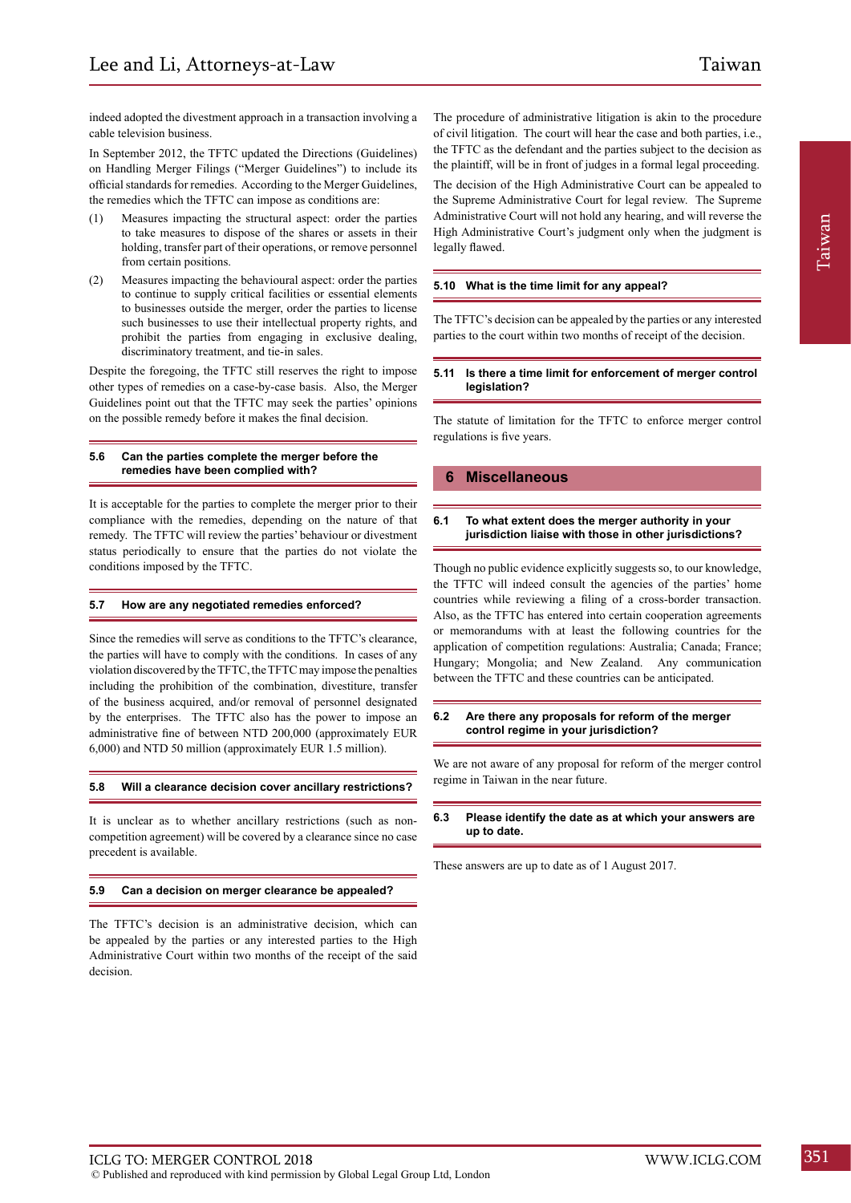indeed adopted the divestment approach in a transaction involving a cable television business.

In September 2012, the TFTC updated the Directions (Guidelines) on Handling Merger Filings ("Merger Guidelines") to include its official standards for remedies. According to the Merger Guidelines, the remedies which the TFTC can impose as conditions are:

(1) Measures impacting the structural aspect: order the parties to take measures to dispose of the shares or assets in their holding, transfer part of their operations, or remove personnel from certain positions.

(2) Measures impacting the behavioural aspect: order the parties to continue to supply critical facilities or essential elements to businesses outside the merger, order the parties to license such businesses to use their intellectual property rights, and prohibit the parties from engaging in exclusive dealing, discriminatory treatment, and tie-in sales.

Despite the foregoing, the TFTC still reserves the right to impose other types of remedies on a case-by-case basis. Also, the Merger Guidelines point out that the TFTC may seek the parties' opinions on the possible remedy before it makes the final decision.

### 5.6 Can the parties complete the merger before the remedies have been complied with?

It is acceptable for the parties to complete the merger prior to their compliance with the remedies, depending on the nature of that remedy. The TFTC will review the parties' behaviour or divestment status periodically to ensure that the parties do not violate the conditions imposed by the TFTC.

### 5.7 How are any negotiated remedies enforced?

Since the remedies will serve as conditions to the TFTC's clearance, the parties will have to comply with the conditions. In cases of any violation discovered by the TFTC, the TFTC may impose the penalties including the prohibition of the combination, divestiture, transfer of the business acquired, and/or removal of personnel designated by the enterprises. The TFTC also has the power to impose an administrative fine of between NTD 200,000 (approximately EUR 6,000) and NTD 50 million (approximately EUR 1.5 million).

### 5.8 Will a clearance decision cover ancillary restrictions?

It is unclear as to whether ancillary restrictions (such as non-competition agreement) will be covered by a clearance since no case precedent is available.

### 5.9 Can a decision on merger clearance be appealed?

The TFTC's decision is an administrative decision, which can be appealed by the parties or any interested parties to the High Administrative Court within two months of the receipt of the said decision.

The procedure of administrative litigation is akin to the procedure of civil litigation. The court will hear the case and both parties, i.e., the TFTC as the defendant and the parties subject to the decision as the plaintiff, will be in front of judges in a formal legal proceeding.

The decision of the High Administrative Court can be appealed to the Supreme Administrative Court for legal review. The Supreme Administrative Court will not hold any hearing, and will reverse the High Administrative Court's judgment only when the judgment is legally flawed.

### 5.10 What is the time limit for any appeal?

The TFTC's decision can be appealed by the parties or any interested parties to the court within two months of receipt of the decision.

### 5.11 Is there a time limit for enforcement of merger control legislation?

The statute of limitation for the TFTC to enforce merger control regulations is five years.

## 6 Miscellaneous

### 6.1 To what extent does the merger authority in your jurisdiction liaise with those in other jurisdictions?

Though no public evidence explicitly suggests so, to our knowledge, the TFTC will indeed consult the agencies of the parties' home countries while reviewing a filing of a cross-border transaction. Also, as the TFTC has entered into certain cooperation agreements or memorandums with at least the following countries for the application of competition regulations: Australia; Canada; France; Hungary; Mongolia; and New Zealand. Any communication between the TFTC and these countries can be anticipated.

### 6.2 Are there any proposals for reform of the merger control regime in your jurisdiction?

We are not aware of any proposal for reform of the merger control regime in Taiwan in the near future.

### 6.3 Please identify the date as at which your answers are up to date.

These answers are up to date as of 1 August 2017.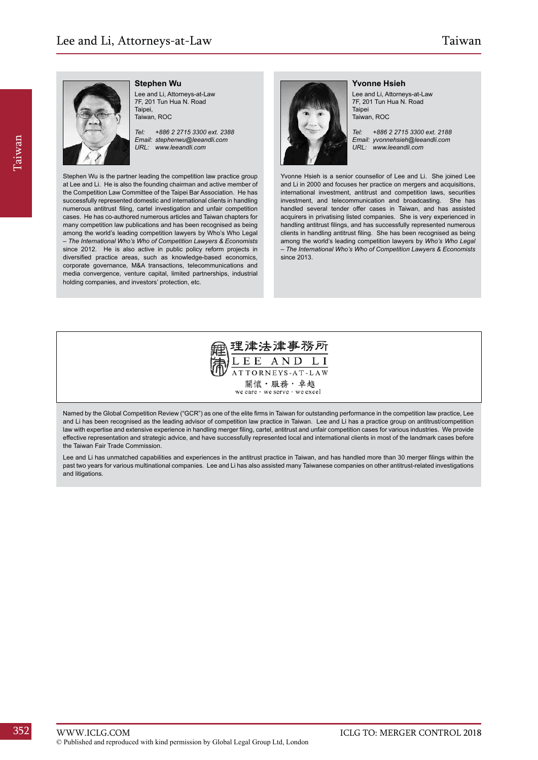### Stephen Wu

Lee and Li, Attorneys-at-Law
7F, 201 Tun Hua N. Road
Taipei,
Taiwan, ROC

*Tel: +886 2 2715 3300 ext. 2388*
*Email: stephenwu@leeandli.com*
*URL: www.leeandli.com*

Stephen Wu is the partner leading the competition law practice group at Lee and Li. He is also the founding chairman and active member of the Competition Law Committee of the Taipei Bar Association. He has successfully represented domestic and international clients in handling numerous antitrust filing, cartel investigation and unfair competition cases. He has co-authored numerous articles and Taiwan chapters for many competition law publications and has been recognised as being among the world's leading competition lawyers by Who's Who Legal – *The International Who's Who of Competition Lawyers & Economists* since 2012. He is also active in public policy reform projects in diversified practice areas, such as knowledge-based economics, corporate governance, M&A transactions, telecommunications and media convergence, venture capital, limited partnerships, industrial holding companies, and investors' protection, etc.

### Yvonne Hsieh

Lee and Li, Attorneys-at-Law
7F, 201 Tun Hua N. Road
Taipei
Taiwan, ROC

*Tel: +886 2 2715 3300 ext. 2188*
*Email: yvonnehsieh@leeandli.com*
*URL: www.leeandli.com*

Yvonne Hsieh is a senior counsellor of Lee and Li. She joined Lee and Li in 2000 and focuses her practice on mergers and acquisitions, international investment, antitrust and competition laws, securities investment, and telecommunication and broadcasting. She has handled several tender offer cases in Taiwan, and has assisted acquirers in privatising listed companies. She is very experienced in handling antitrust filings, and has successfully represented numerous clients in handling antitrust filing. She has been recognised as being among the world's leading competition lawyers by *Who's Who Legal – The International Who's Who of Competition Lawyers & Economists* since 2013.

理律法律事務所
LEE AND LI
ATTORNEYS-AT-LAW
關懷・服務・卓越
we care · we serve · we excel

Named by the Global Competition Review ("GCR") as one of the elite firms in Taiwan for outstanding performance in the competition law practice, Lee and Li has been recognised as the leading advisor of competition law practice in Taiwan. Lee and Li has a practice group on antitrust/competition law with expertise and extensive experience in handling merger filing, cartel, antitrust and unfair competition cases for various industries. We provide effective representation and strategic advice, and have successfully represented local and international clients in most of the landmark cases before the Taiwan Fair Trade Commission.

Lee and Li has unmatched capabilities and experiences in the antitrust practice in Taiwan, and has handled more than 30 merger filings within the past two years for various multinational companies. Lee and Li has also assisted many Taiwanese companies on other antitrust-related investigations and litigations.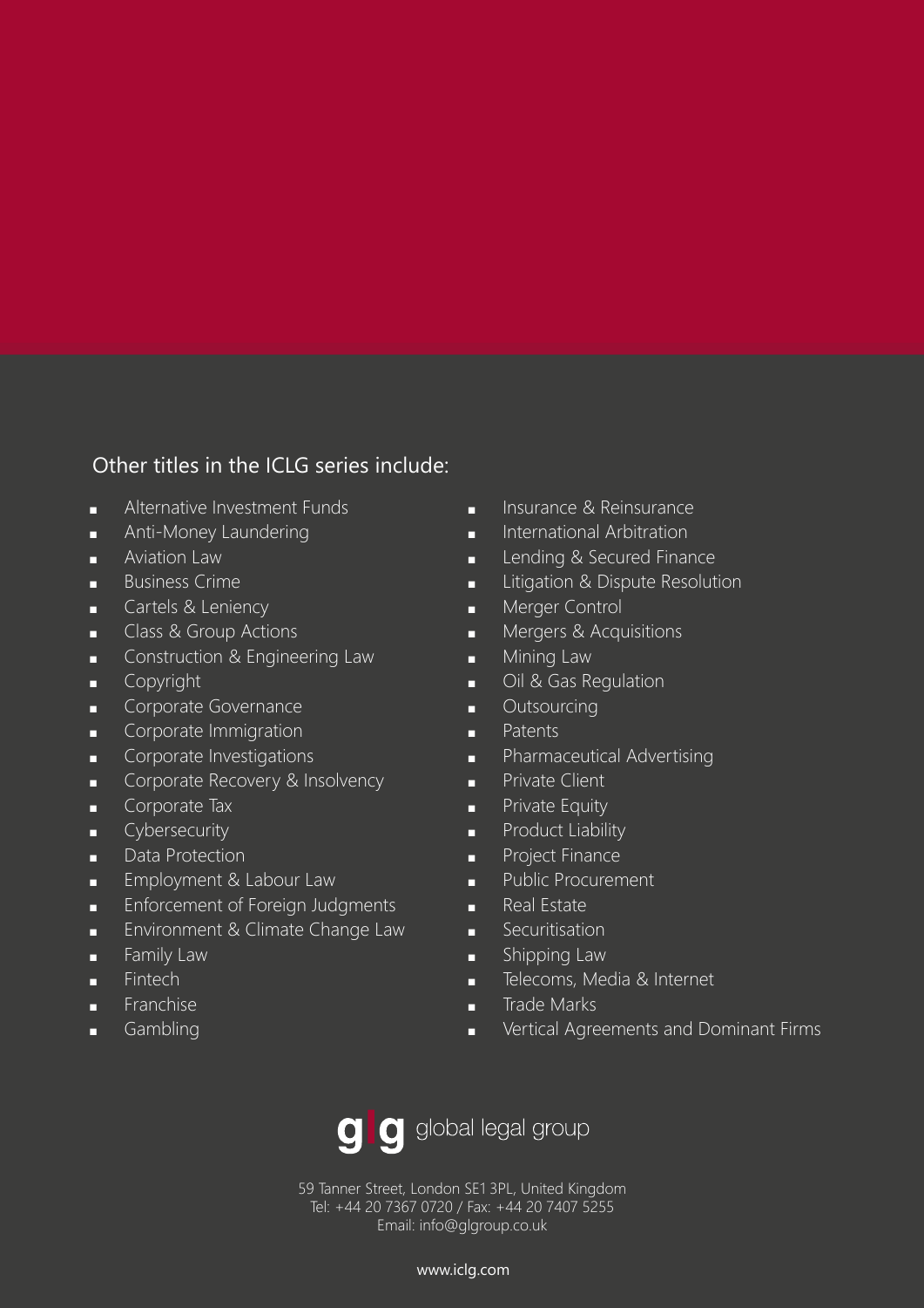Other titles in the ICLG series include:

- Alternative Investment Funds
- Anti-Money Laundering
- Aviation Law
- Business Crime
- Cartels & Leniency
- Class & Group Actions
- Construction & Engineering Law
- Copyright
- Corporate Governance
- Corporate Immigration
- Corporate Investigations
- Corporate Recovery & Insolvency
- Corporate Tax
- Cybersecurity
- Data Protection
- Employment & Labour Law
- Enforcement of Foreign Judgments
- Environment & Climate Change Law
- Family Law
- Fintech
- Franchise
- Gambling
- Insurance & Reinsurance
- International Arbitration
- Lending & Secured Finance
- Litigation & Dispute Resolution
- Merger Control
- Mergers & Acquisitions
- Mining Law
- Oil & Gas Regulation
- Outsourcing
- Patents
- Pharmaceutical Advertising
- Private Client
- Private Equity
- Product Liability
- Project Finance
- Public Procurement
- Real Estate
- Securitisation
- Shipping Law
- Telecoms, Media & Internet
- Trade Marks
- Vertical Agreements and Dominant Firms

g|g global legal group

59 Tanner Street, London SE1 3PL, United Kingdom
Tel: +44 20 7367 0720 / Fax: +44 20 7407 5255
Email: info@glgroup.co.uk

www.iclg.com